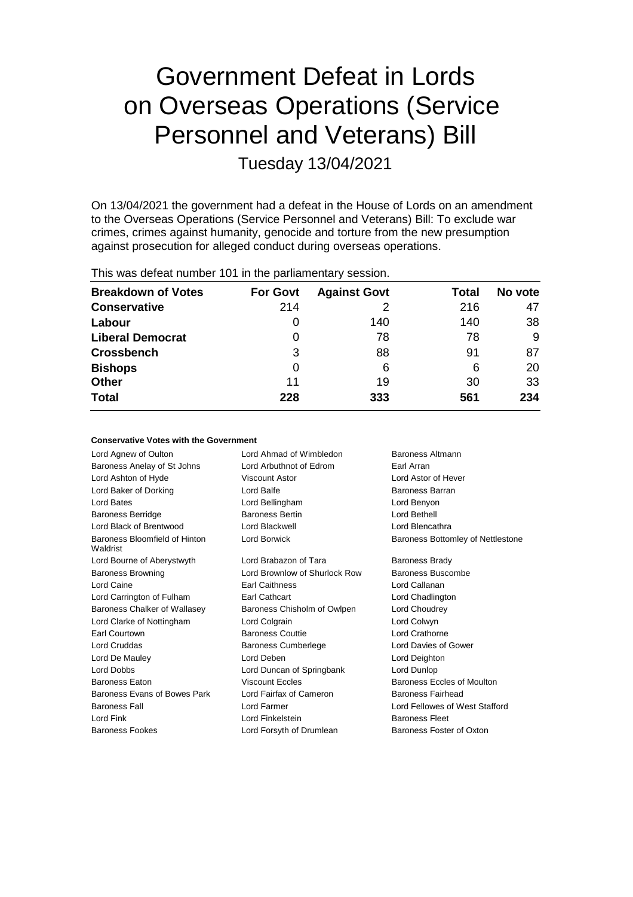# Government Defeat in Lords on Overseas Operations (Service Personnel and Veterans) Bill

Tuesday 13/04/2021

On 13/04/2021 the government had a defeat in the House of Lords on an amendment to the Overseas Operations (Service Personnel and Veterans) Bill: To exclude war crimes, crimes against humanity, genocide and torture from the new presumption against prosecution for alleged conduct during overseas operations.

This was defeat number 101 in the parliamentary session.

| Breakdown of Votes | For Govt | Against Govt | Total | No vote |
|---|---|---|---|---|
| **Conservative** | 214 | 2 | 216 | 47 |
| **Labour** | 0 | 140 | 140 | 38 |
| **Liberal Democrat** | 0 | 78 | 78 | 9 |
| **Crossbench** | 3 | 88 | 91 | 87 |
| **Bishops** | 0 | 6 | 6 | 20 |
| **Other** | 11 | 19 | 30 | 33 |
| **Total** | 228 | 333 | 561 | 234 |

**Conservative Votes with the Government**

| | | |
|---|---|---|
| Lord Agnew of Oulton | Lord Ahmad of Wimbledon | Baroness Altmann |
| Baroness Anelay of St Johns | Lord Arbuthnot of Edrom | Earl Arran |
| Lord Ashton of Hyde | Viscount Astor | Lord Astor of Hever |
| Lord Baker of Dorking | Lord Balfe | Baroness Barran |
| Lord Bates | Lord Bellingham | Lord Benyon |
| Baroness Berridge | Baroness Bertin | Lord Bethell |
| Lord Black of Brentwood | Lord Blackwell | Lord Blencathra |
| Baroness Bloomfield of Hinton Waldrist | Lord Borwick | Baroness Bottomley of Nettlestone |
| Lord Bourne of Aberystwyth | Lord Brabazon of Tara | Baroness Brady |
| Baroness Browning | Lord Brownlow of Shurlock Row | Baroness Buscombe |
| Lord Caine | Earl Caithness | Lord Callanan |
| Lord Carrington of Fulham | Earl Cathcart | Lord Chadlington |
| Baroness Chalker of Wallasey | Baroness Chisholm of Owlpen | Lord Choudrey |
| Lord Clarke of Nottingham | Lord Colgrain | Lord Colwyn |
| Earl Courtown | Baroness Couttie | Lord Crathorne |
| Lord Cruddas | Baroness Cumberlege | Lord Davies of Gower |
| Lord De Mauley | Lord Deben | Lord Deighton |
| Lord Dobbs | Lord Duncan of Springbank | Lord Dunlop |
| Baroness Eaton | Viscount Eccles | Baroness Eccles of Moulton |
| Baroness Evans of Bowes Park | Lord Fairfax of Cameron | Baroness Fairhead |
| Baroness Fall | Lord Farmer | Lord Fellowes of West Stafford |
| Lord Fink | Lord Finkelstein | Baroness Fleet |
| Baroness Fookes | Lord Forsyth of Drumlean | Baroness Foster of Oxton |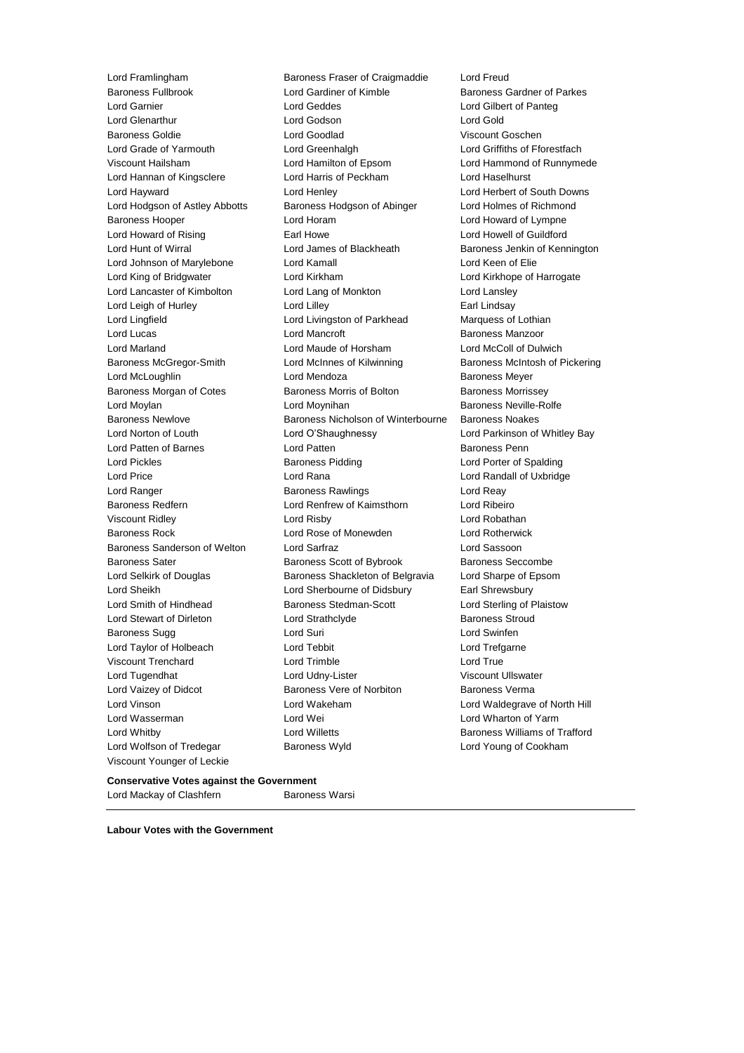Lord Framlingham
Baroness Fraser of Craigmaddie
Lord Freud
Baroness Fullbrook
Lord Gardiner of Kimble
Baroness Gardner of Parkes
Lord Garnier
Lord Geddes
Lord Gilbert of Panteg
Lord Glenarthur
Lord Godson
Lord Gold
Baroness Goldie
Lord Goodlad
Viscount Goschen
Lord Grade of Yarmouth
Lord Greenhalgh
Lord Griffiths of Fforestfach
Viscount Hailsham
Lord Hamilton of Epsom
Lord Hammond of Runnymede
Lord Hannan of Kingsclere
Lord Harris of Peckham
Lord Haselhurst
Lord Hayward
Lord Henley
Lord Herbert of South Downs
Lord Hodgson of Astley Abbotts
Baroness Hodgson of Abinger
Lord Holmes of Richmond
Baroness Hooper
Lord Horam
Lord Howard of Lympne
Lord Howard of Rising
Earl Howe
Lord Howell of Guildford
Lord Hunt of Wirral
Lord James of Blackheath
Baroness Jenkin of Kennington
Lord Johnson of Marylebone
Lord Kamall
Lord Keen of Elie
Lord King of Bridgwater
Lord Kirkham
Lord Kirkhope of Harrogate
Lord Lancaster of Kimbolton
Lord Lang of Monkton
Lord Lansley
Lord Leigh of Hurley
Lord Lilley
Earl Lindsay
Lord Lingfield
Lord Livingston of Parkhead
Marquess of Lothian
Lord Lucas
Lord Mancroft
Baroness Manzoor
Lord Marland
Lord Maude of Horsham
Lord McColl of Dulwich
Baroness McGregor-Smith
Lord McInnes of Kilwinning
Baroness McIntosh of Pickering
Lord McLoughlin
Lord Mendoza
Baroness Meyer
Baroness Morgan of Cotes
Baroness Morris of Bolton
Baroness Morrissey
Lord Moylan
Lord Moynihan
Baroness Neville-Rolfe
Baroness Newlove
Baroness Nicholson of Winterbourne
Baroness Noakes
Lord Norton of Louth
Lord O'Shaughnessy
Lord Parkinson of Whitley Bay
Lord Patten of Barnes
Lord Patten
Baroness Penn
Lord Pickles
Baroness Pidding
Lord Porter of Spalding
Lord Price
Lord Rana
Lord Randall of Uxbridge
Lord Ranger
Baroness Rawlings
Lord Reay
Baroness Redfern
Lord Renfrew of Kaimsthorn
Lord Ribeiro
Viscount Ridley
Lord Risby
Lord Robathan
Baroness Rock
Lord Rose of Monewden
Lord Rotherwick
Baroness Sanderson of Welton
Lord Sarfraz
Lord Sassoon
Baroness Sater
Baroness Scott of Bybrook
Baroness Seccombe
Lord Selkirk of Douglas
Baroness Shackleton of Belgravia
Lord Sharpe of Epsom
Lord Sheikh
Lord Sherbourne of Didsbury
Earl Shrewsbury
Lord Smith of Hindhead
Baroness Stedman-Scott
Lord Sterling of Plaistow
Lord Stewart of Dirleton
Lord Strathclyde
Baroness Stroud
Baroness Sugg
Lord Suri
Lord Swinfen
Lord Taylor of Holbeach
Lord Tebbit
Lord Trefgarne
Viscount Trenchard
Lord Trimble
Lord True
Lord Tugendhat
Lord Udny-Lister
Viscount Ullswater
Lord Vaizey of Didcot
Baroness Vere of Norbiton
Baroness Verma
Lord Vinson
Lord Wakeham
Lord Waldegrave of North Hill
Lord Wasserman
Lord Wei
Lord Wharton of Yarm
Lord Whitby
Lord Willetts
Baroness Williams of Trafford
Lord Wolfson of Tredegar
Baroness Wyld
Lord Young of Cookham
Viscount Younger of Leckie

**Conservative Votes against the Government**

Lord Mackay of Clashfern
Baroness Warsi

---

**Labour Votes with the Government**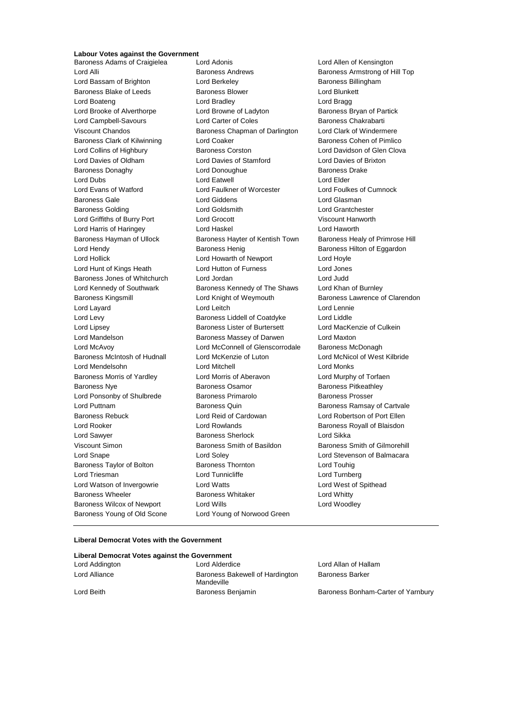**Labour Votes against the Government**

Baroness Adams of Craigielea
Lord Adonis
Lord Allen of Kensington
Lord Alli
Baroness Andrews
Baroness Armstrong of Hill Top
Lord Bassam of Brighton
Lord Berkeley
Baroness Billingham
Baroness Blake of Leeds
Baroness Blower
Lord Blunkett
Lord Boateng
Lord Bradley
Lord Bragg
Lord Brooke of Alverthorpe
Lord Browne of Ladyton
Baroness Bryan of Partick
Lord Campbell-Savours
Lord Carter of Coles
Baroness Chakrabarti
Viscount Chandos
Baroness Chapman of Darlington
Lord Clark of Windermere
Baroness Clark of Kilwinning
Lord Coaker
Baroness Cohen of Pimlico
Lord Collins of Highbury
Baroness Corston
Lord Davidson of Glen Clova
Lord Davies of Oldham
Lord Davies of Stamford
Lord Davies of Brixton
Baroness Donaghy
Lord Donoughue
Baroness Drake
Lord Dubs
Lord Eatwell
Lord Elder
Lord Evans of Watford
Lord Faulkner of Worcester
Lord Foulkes of Cumnock
Baroness Gale
Lord Giddens
Lord Glasman
Baroness Golding
Lord Goldsmith
Lord Grantchester
Lord Griffiths of Burry Port
Lord Grocott
Viscount Hanworth
Lord Harris of Haringey
Lord Haskel
Lord Haworth
Baroness Hayman of Ullock
Baroness Hayter of Kentish Town
Baroness Healy of Primrose Hill
Lord Hendy
Baroness Henig
Baroness Hilton of Eggardon
Lord Hollick
Lord Howarth of Newport
Lord Hoyle
Lord Hunt of Kings Heath
Lord Hutton of Furness
Lord Jones
Baroness Jones of Whitchurch
Lord Jordan
Lord Judd
Lord Kennedy of Southwark
Baroness Kennedy of The Shaws
Lord Khan of Burnley
Baroness Kingsmill
Lord Knight of Weymouth
Baroness Lawrence of Clarendon
Lord Layard
Lord Leitch
Lord Lennie
Lord Levy
Baroness Liddell of Coatdyke
Lord Liddle
Lord Lipsey
Baroness Lister of Burtersett
Lord MacKenzie of Culkein
Lord Mandelson
Baroness Massey of Darwen
Lord Maxton
Lord McAvoy
Lord McConnell of Glenscorrodale
Baroness McDonagh
Baroness McIntosh of Hudnall
Lord McKenzie of Luton
Lord McNicol of West Kilbride
Lord Mendelsohn
Lord Mitchell
Lord Monks
Baroness Morris of Yardley
Lord Morris of Aberavon
Lord Murphy of Torfaen
Baroness Nye
Baroness Osamor
Baroness Pitkeathley
Lord Ponsonby of Shulbrede
Baroness Primarolo
Baroness Prosser
Lord Puttnam
Baroness Quin
Baroness Ramsay of Cartvale
Baroness Rebuck
Lord Reid of Cardowan
Lord Robertson of Port Ellen
Lord Rooker
Lord Rowlands
Baroness Royall of Blaisdon
Lord Sawyer
Baroness Sherlock
Lord Sikka
Viscount Simon
Baroness Smith of Basildon
Baroness Smith of Gilmorehill
Lord Snape
Lord Soley
Lord Stevenson of Balmacara
Baroness Taylor of Bolton
Baroness Thornton
Lord Touhig
Lord Triesman
Lord Tunnicliffe
Lord Turnberg
Lord Watson of Invergowrie
Lord Watts
Lord West of Spithead
Baroness Wheeler
Baroness Whitaker
Lord Whitty
Baroness Wilcox of Newport
Lord Wills
Lord Woodley
Baroness Young of Old Scone
Lord Young of Norwood Green

**Liberal Democrat Votes with the Government**

**Liberal Democrat Votes against the Government**

Lord Addington
Lord Alderdice
Lord Allan of Hallam
Lord Alliance
Baroness Bakewell of Hardington Mandeville
Baroness Barker
Lord Beith
Baroness Benjamin
Baroness Bonham-Carter of Yarnbury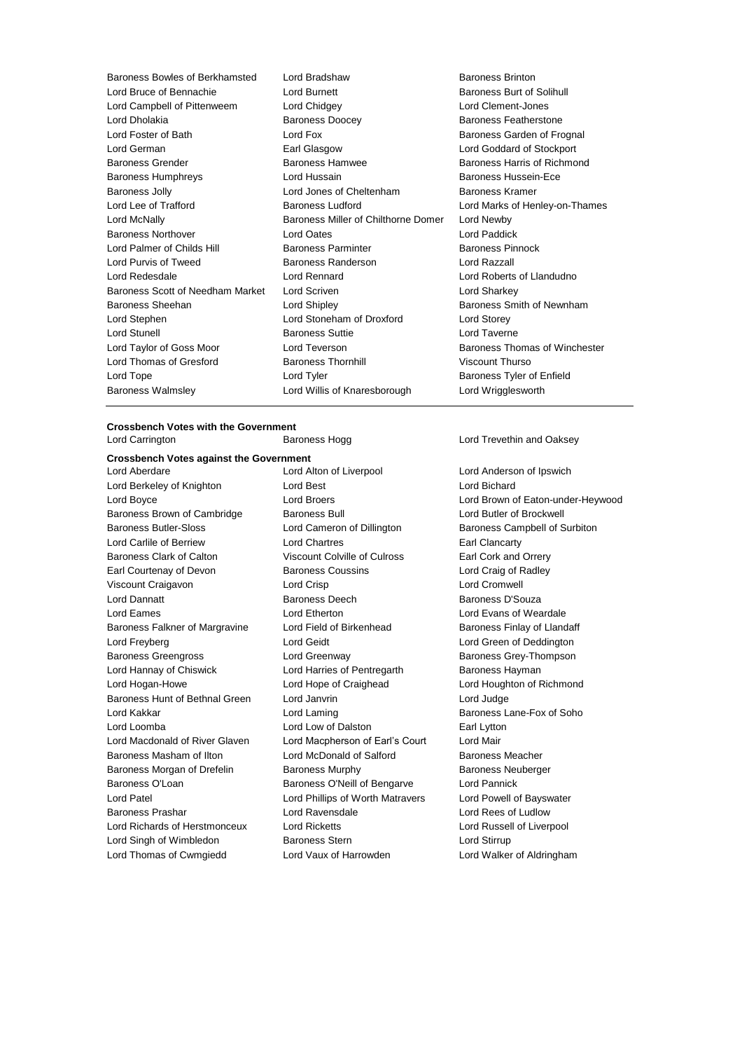Baroness Bowles of Berkhamsted
Lord Bradshaw
Baroness Brinton
Lord Bruce of Bennachie
Lord Burnett
Baroness Burt of Solihull
Lord Campbell of Pittenweem
Lord Chidgey
Lord Clement-Jones
Lord Dholakia
Baroness Doocey
Baroness Featherstone
Lord Foster of Bath
Lord Fox
Baroness Garden of Frognal
Lord German
Earl Glasgow
Lord Goddard of Stockport
Baroness Grender
Baroness Hamwee
Baroness Harris of Richmond
Baroness Humphreys
Lord Hussain
Baroness Hussein-Ece
Baroness Jolly
Lord Jones of Cheltenham
Baroness Kramer
Lord Lee of Trafford
Baroness Ludford
Lord Marks of Henley-on-Thames
Lord McNally
Baroness Miller of Chilthorne Domer
Lord Newby
Baroness Northover
Lord Oates
Lord Paddick
Lord Palmer of Childs Hill
Baroness Parminter
Baroness Pinnock
Lord Purvis of Tweed
Baroness Randerson
Lord Razzall
Lord Redesdale
Lord Rennard
Lord Roberts of Llandudno
Baroness Scott of Needham Market
Lord Scriven
Lord Sharkey
Baroness Sheehan
Lord Shipley
Baroness Smith of Newnham
Lord Stephen
Lord Stoneham of Droxford
Lord Storey
Lord Stunell
Baroness Suttie
Lord Taverne
Lord Taylor of Goss Moor
Lord Teverson
Baroness Thomas of Winchester
Lord Thomas of Gresford
Baroness Thornhill
Viscount Thurso
Lord Tope
Lord Tyler
Baroness Tyler of Enfield
Baroness Walmsley
Lord Willis of Knaresborough
Lord Wrigglesworth

---

**Crossbench Votes with the Government**

Lord Carrington
Baroness Hogg
Lord Trevethin and Oaksey

**Crossbench Votes against the Government**

Lord Aberdare
Lord Alton of Liverpool
Lord Anderson of Ipswich
Lord Berkeley of Knighton
Lord Best
Lord Bichard
Lord Boyce
Lord Broers
Lord Brown of Eaton-under-Heywood
Baroness Brown of Cambridge
Baroness Bull
Lord Butler of Brockwell
Baroness Butler-Sloss
Lord Cameron of Dillington
Baroness Campbell of Surbiton
Lord Carlile of Berriew
Lord Chartres
Earl Clancarty
Baroness Clark of Calton
Viscount Colville of Culross
Earl Cork and Orrery
Earl Courtenay of Devon
Baroness Coussins
Lord Craig of Radley
Viscount Craigavon
Lord Crisp
Lord Cromwell
Lord Dannatt
Baroness Deech
Baroness D'Souza
Lord Eames
Lord Etherton
Lord Evans of Weardale
Baroness Falkner of Margravine
Lord Field of Birkenhead
Baroness Finlay of Llandaff
Lord Freyberg
Lord Geidt
Lord Green of Deddington
Baroness Greengross
Lord Greenway
Baroness Grey-Thompson
Lord Hannay of Chiswick
Lord Harries of Pentregarth
Baroness Hayman
Lord Hogan-Howe
Lord Hope of Craighead
Lord Houghton of Richmond
Baroness Hunt of Bethnal Green
Lord Janvrin
Lord Judge
Lord Kakkar
Lord Laming
Baroness Lane-Fox of Soho
Lord Loomba
Lord Low of Dalston
Earl Lytton
Lord Macdonald of River Glaven
Lord Macpherson of Earl's Court
Lord Mair
Baroness Masham of Ilton
Lord McDonald of Salford
Baroness Meacher
Baroness Morgan of Drefelin
Baroness Murphy
Baroness Neuberger
Baroness O'Loan
Baroness O'Neill of Bengarve
Lord Pannick
Lord Patel
Lord Phillips of Worth Matravers
Lord Powell of Bayswater
Baroness Prashar
Lord Ravensdale
Lord Rees of Ludlow
Lord Richards of Herstmonceux
Lord Ricketts
Lord Russell of Liverpool
Lord Singh of Wimbledon
Baroness Stern
Lord Stirrup
Lord Thomas of Cwmgiedd
Lord Vaux of Harrowden
Lord Walker of Aldringham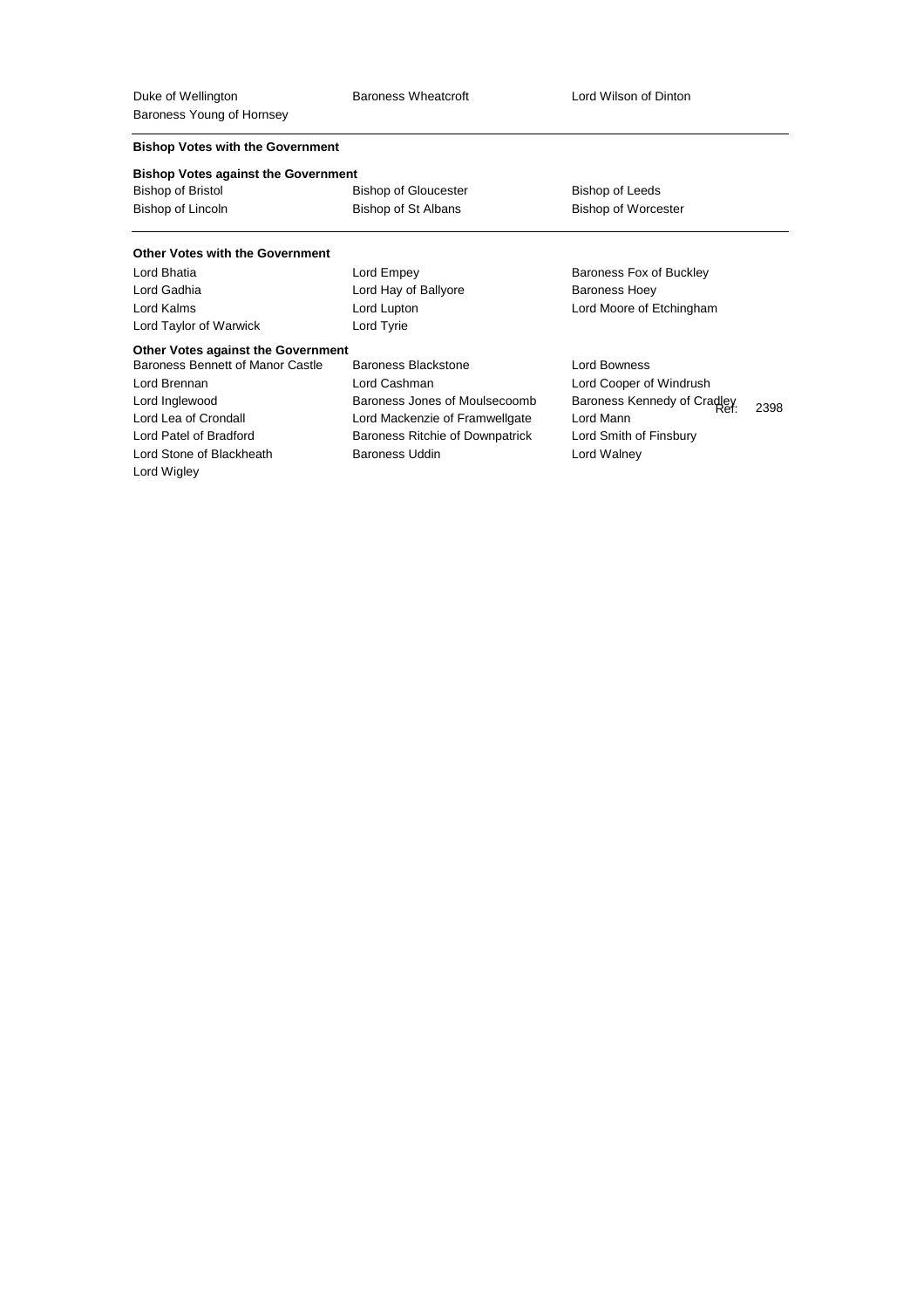| | | |
|---|---|---|
| Duke of Wellington | Baroness Wheatcroft | Lord Wilson of Dinton |
| Baroness Young of Hornsey | | |

**Bishop Votes with the Government**

**Bishop Votes against the Government**

| | | |
|---|---|---|
| Bishop of Bristol | Bishop of Gloucester | Bishop of Leeds |
| Bishop of Lincoln | Bishop of St Albans | Bishop of Worcester |

**Other Votes with the Government**

| | | |
|---|---|---|
| Lord Bhatia | Lord Empey | Baroness Fox of Buckley |
| Lord Gadhia | Lord Hay of Ballyore | Baroness Hoey |
| Lord Kalms | Lord Lupton | Lord Moore of Etchingham |
| Lord Taylor of Warwick | Lord Tyrie | |

**Other Votes against the Government**

| | | |
|---|---|---|
| Baroness Bennett of Manor Castle | Baroness Blackstone | Lord Bowness |
| Lord Brennan | Lord Cashman | Lord Cooper of Windrush |
| Lord Inglewood | Baroness Jones of Moulsecoomb | Baroness Kennedy of Cradley |
| Lord Lea of Crondall | Lord Mackenzie of Framwellgate | Lord Mann |
| Lord Patel of Bradford | Baroness Ritchie of Downpatrick | Lord Smith of Finsbury |
| Lord Stone of Blackheath | Baroness Uddin | Lord Walney |
| Lord Wigley | | |

Ref: 2398